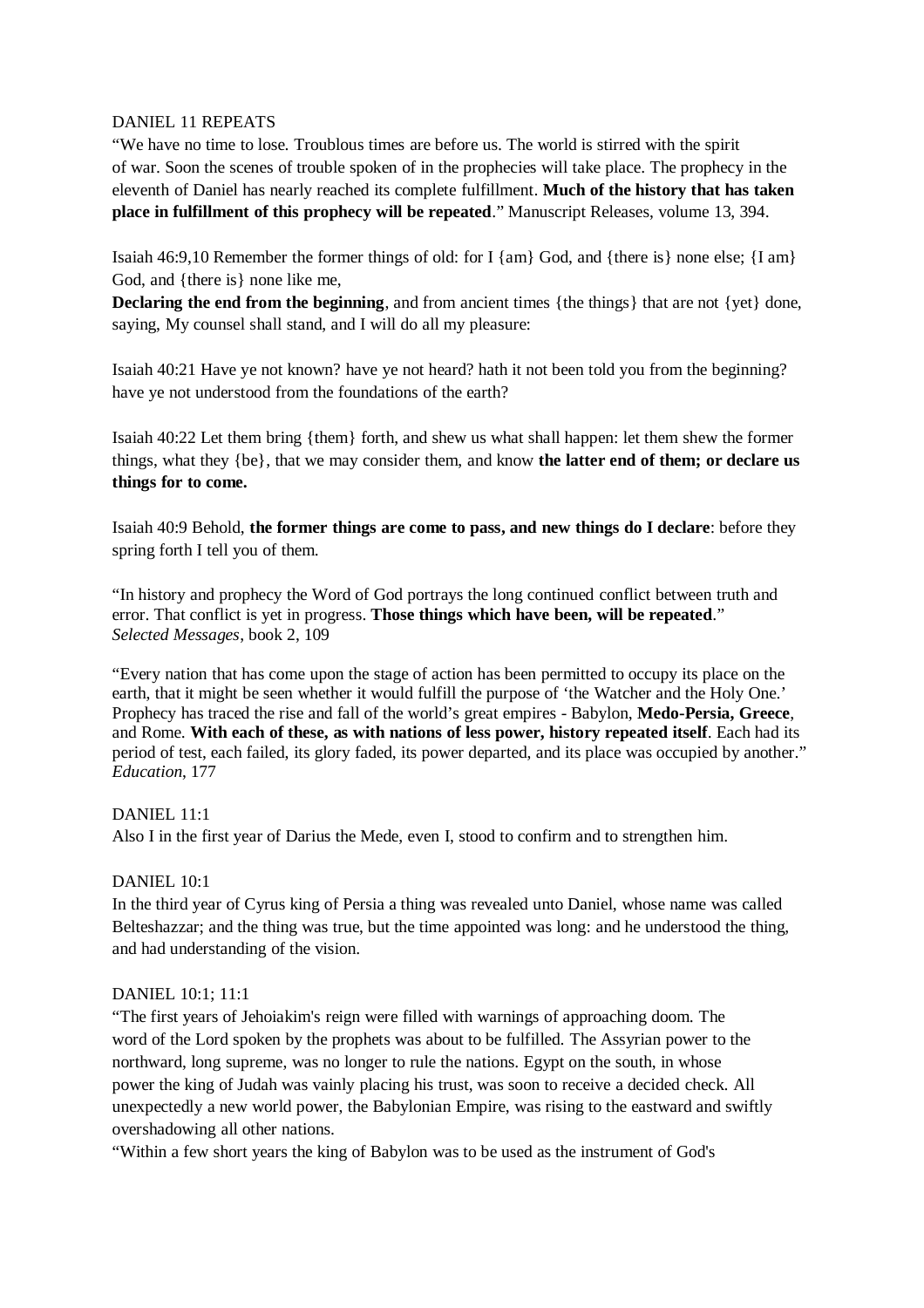DANIEL 11 REPEATS

"We have no time to lose. Troublous times are before us. The world is stirred with the spirit of war. Soon the scenes of trouble spoken of in the prophecies will take place. The prophecy in the eleventh of Daniel has nearly reached its complete fulfillment. **Much of the history that has taken place in fulfillment of this prophecy will be repeated**." Manuscript Releases, volume 13, 394.

Isaiah 46:9,10 Remember the former things of old: for I {am} God, and {there is} none else; {I am} God, and {there is} none like me,
**Declaring the end from the beginning**, and from ancient times {the things} that are not {yet} done, saying, My counsel shall stand, and I will do all my pleasure:

Isaiah 40:21 Have ye not known? have ye not heard? hath it not been told you from the beginning? have ye not understood from the foundations of the earth?

Isaiah 40:22 Let them bring {them} forth, and shew us what shall happen: let them shew the former things, what they {be}, that we may consider them, and know **the latter end of them; or declare us things for to come.**

Isaiah 40:9 Behold, **the former things are come to pass, and new things do I declare**: before they spring forth I tell you of them.

"In history and prophecy the Word of God portrays the long continued conflict between truth and error. That conflict is yet in progress. **Those things which have been, will be repeated**." *Selected Messages*, book 2, 109

"Every nation that has come upon the stage of action has been permitted to occupy its place on the earth, that it might be seen whether it would fulfill the purpose of 'the Watcher and the Holy One.' Prophecy has traced the rise and fall of the world's great empires - Babylon, **Medo-Persia, Greece**, and Rome. **With each of these, as with nations of less power, history repeated itself**. Each had its period of test, each failed, its glory faded, its power departed, and its place was occupied by another." *Education*, 177

DANIEL 11:1

Also I in the first year of Darius the Mede, even I, stood to confirm and to strengthen him.

DANIEL 10:1

In the third year of Cyrus king of Persia a thing was revealed unto Daniel, whose name was called Belteshazzar; and the thing was true, but the time appointed was long: and he understood the thing, and had understanding of the vision.

DANIEL 10:1; 11:1

"The first years of Jehoiakim's reign were filled with warnings of approaching doom. The word of the Lord spoken by the prophets was about to be fulfilled. The Assyrian power to the northward, long supreme, was no longer to rule the nations. Egypt on the south, in whose power the king of Judah was vainly placing his trust, was soon to receive a decided check. All unexpectedly a new world power, the Babylonian Empire, was rising to the eastward and swiftly overshadowing all other nations.

"Within a few short years the king of Babylon was to be used as the instrument of God's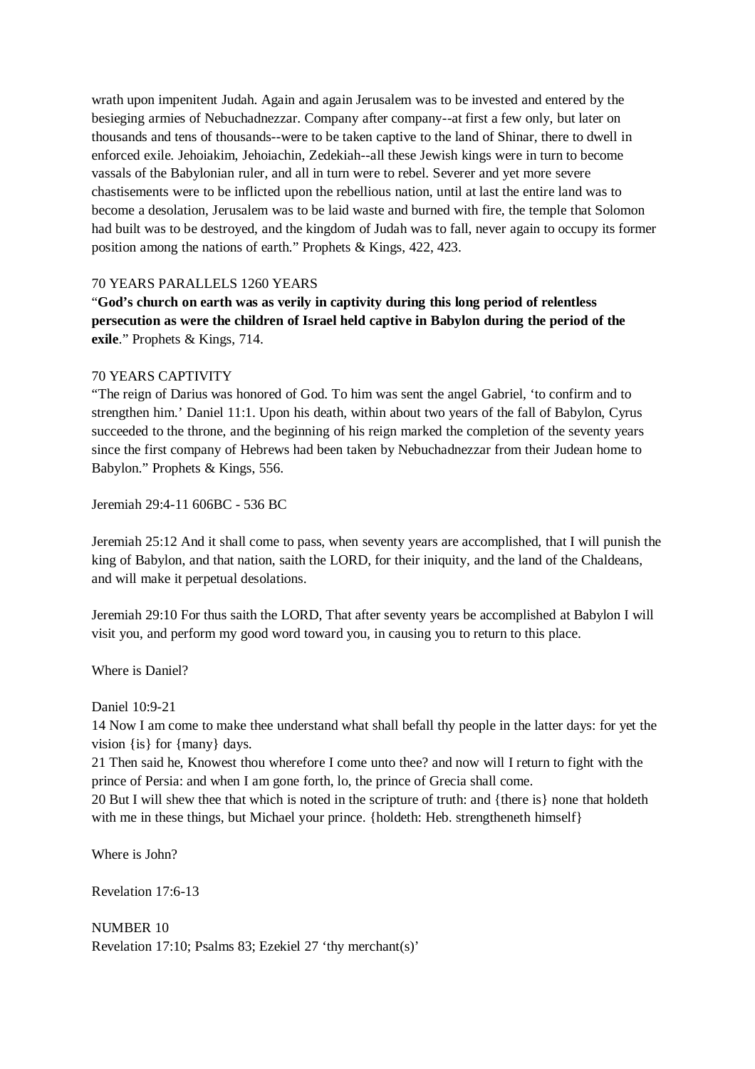wrath upon impenitent Judah. Again and again Jerusalem was to be invested and entered by the besieging armies of Nebuchadnezzar. Company after company--at first a few only, but later on thousands and tens of thousands--were to be taken captive to the land of Shinar, there to dwell in enforced exile. Jehoiakim, Jehoiachin, Zedekiah--all these Jewish kings were in turn to become vassals of the Babylonian ruler, and all in turn were to rebel. Severer and yet more severe chastisements were to be inflicted upon the rebellious nation, until at last the entire land was to become a desolation, Jerusalem was to be laid waste and burned with fire, the temple that Solomon had built was to be destroyed, and the kingdom of Judah was to fall, never again to occupy its former position among the nations of earth." Prophets & Kings, 422, 423.

70 YEARS PARALLELS 1260 YEARS

"**God's church on earth was as verily in captivity during this long period of relentless persecution as were the children of Israel held captive in Babylon during the period of the exile**." Prophets & Kings, 714.

70 YEARS CAPTIVITY

"The reign of Darius was honored of God. To him was sent the angel Gabriel, 'to confirm and to strengthen him.' Daniel 11:1. Upon his death, within about two years of the fall of Babylon, Cyrus succeeded to the throne, and the beginning of his reign marked the completion of the seventy years since the first company of Hebrews had been taken by Nebuchadnezzar from their Judean home to Babylon." Prophets & Kings, 556.

Jeremiah 29:4-11 606BC - 536 BC

Jeremiah 25:12 And it shall come to pass, when seventy years are accomplished, that I will punish the king of Babylon, and that nation, saith the LORD, for their iniquity, and the land of the Chaldeans, and will make it perpetual desolations.

Jeremiah 29:10 For thus saith the LORD, That after seventy years be accomplished at Babylon I will visit you, and perform my good word toward you, in causing you to return to this place.

Where is Daniel?

Daniel 10:9-21
14 Now I am come to make thee understand what shall befall thy people in the latter days: for yet the vision {is} for {many} days.
21 Then said he, Knowest thou wherefore I come unto thee? and now will I return to fight with the prince of Persia: and when I am gone forth, lo, the prince of Grecia shall come.
20 But I will shew thee that which is noted in the scripture of truth: and {there is} none that holdeth with me in these things, but Michael your prince. {holdeth: Heb. strengtheneth himself}

Where is John?

Revelation 17:6-13

NUMBER 10
Revelation 17:10; Psalms 83; Ezekiel 27 'thy merchant(s)'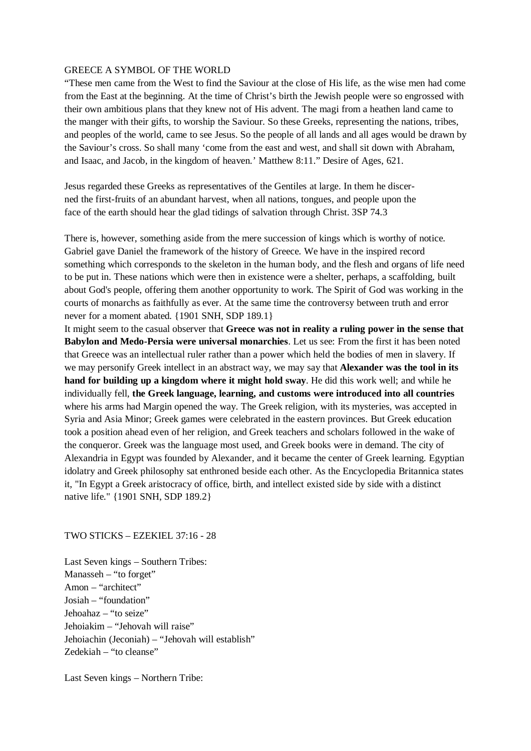GREECE A SYMBOL OF THE WORLD

"These men came from the West to find the Saviour at the close of His life, as the wise men had come from the East at the beginning. At the time of Christ's birth the Jewish people were so engrossed with their own ambitious plans that they knew not of His advent. The magi from a heathen land came to the manger with their gifts, to worship the Saviour. So these Greeks, representing the nations, tribes, and peoples of the world, came to see Jesus. So the people of all lands and all ages would be drawn by the Saviour's cross. So shall many 'come from the east and west, and shall sit down with Abraham, and Isaac, and Jacob, in the kingdom of heaven.' Matthew 8:11." Desire of Ages, 621.

Jesus regarded these Greeks as representatives of the Gentiles at large. In them he discerned the first-fruits of an abundant harvest, when all nations, tongues, and people upon the face of the earth should hear the glad tidings of salvation through Christ. 3SP 74.3

There is, however, something aside from the mere succession of kings which is worthy of notice. Gabriel gave Daniel the framework of the history of Greece. We have in the inspired record something which corresponds to the skeleton in the human body, and the flesh and organs of life need to be put in. These nations which were then in existence were a shelter, perhaps, a scaffolding, built about God's people, offering them another opportunity to work. The Spirit of God was working in the courts of monarchs as faithfully as ever. At the same time the controversy between truth and error never for a moment abated. {1901 SNH, SDP 189.1}

It might seem to the casual observer that **Greece was not in reality a ruling power in the sense that Babylon and Medo-Persia were universal monarchies**. Let us see: From the first it has been noted that Greece was an intellectual ruler rather than a power which held the bodies of men in slavery. If we may personify Greek intellect in an abstract way, we may say that **Alexander was the tool in its hand for building up a kingdom where it might hold sway**. He did this work well; and while he individually fell, **the Greek language, learning, and customs were introduced into all countries** where his arms had Margin opened the way. The Greek religion, with its mysteries, was accepted in Syria and Asia Minor; Greek games were celebrated in the eastern provinces. But Greek education took a position ahead even of her religion, and Greek teachers and scholars followed in the wake of the conqueror. Greek was the language most used, and Greek books were in demand. The city of Alexandria in Egypt was founded by Alexander, and it became the center of Greek learning. Egyptian idolatry and Greek philosophy sat enthroned beside each other. As the Encyclopedia Britannica states it, "In Egypt a Greek aristocracy of office, birth, and intellect existed side by side with a distinct native life." {1901 SNH, SDP 189.2}

TWO STICKS – EZEKIEL 37:16 - 28

Last Seven kings – Southern Tribes:
Manasseh – "to forget"
Amon – "architect"
Josiah – "foundation"
Jehoahaz – "to seize"
Jehoiakim – "Jehovah will raise"
Jehoiachin (Jeconiah) – "Jehovah will establish"
Zedekiah – "to cleanse"

Last Seven kings – Northern Tribe: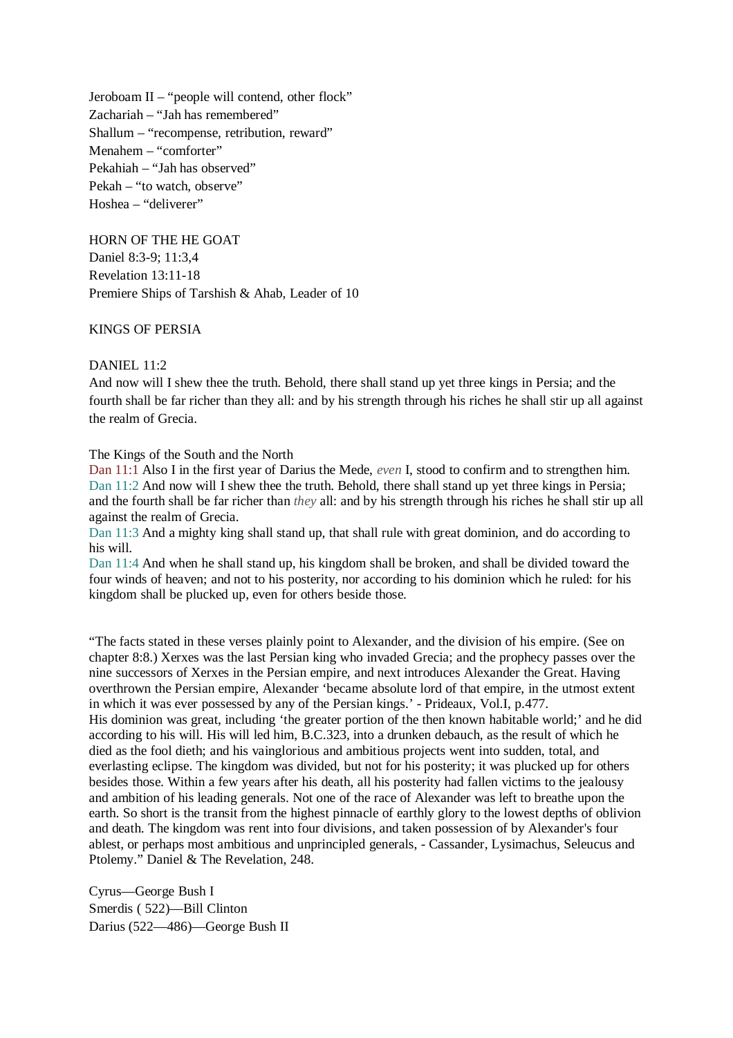Jeroboam II – “people will contend, other flock”
Zachariah – “Jah has remembered”
Shallum – “recompense, retribution, reward”
Menahem – “comforter”
Pekahiah – “Jah has observed”
Pekah – “to watch, observe”
Hoshea – “deliverer”

HORN OF THE HE GOAT
Daniel 8:3-9; 11:3,4
Revelation 13:11-18
Premiere Ships of Tarshish & Ahab, Leader of 10

KINGS OF PERSIA

DANIEL 11:2
And now will I shew thee the truth. Behold, there shall stand up yet three kings in Persia; and the fourth shall be far richer than they all: and by his strength through his riches he shall stir up all against the realm of Grecia.

The Kings of the South and the North
Dan 11:1 Also I in the first year of Darius the Mede, *even* I, stood to confirm and to strengthen him.
Dan 11:2 And now will I shew thee the truth. Behold, there shall stand up yet three kings in Persia; and the fourth shall be far richer than *they* all: and by his strength through his riches he shall stir up all against the realm of Grecia.
Dan 11:3 And a mighty king shall stand up, that shall rule with great dominion, and do according to his will.
Dan 11:4 And when he shall stand up, his kingdom shall be broken, and shall be divided toward the four winds of heaven; and not to his posterity, nor according to his dominion which he ruled: for his kingdom shall be plucked up, even for others beside those.

“The facts stated in these verses plainly point to Alexander, and the division of his empire. (See on chapter 8:8.) Xerxes was the last Persian king who invaded Grecia; and the prophecy passes over the nine successors of Xerxes in the Persian empire, and next introduces Alexander the Great. Having overthrown the Persian empire, Alexander ‘became absolute lord of that empire, in the utmost extent in which it was ever possessed by any of the Persian kings.’ - Prideaux, Vol.I, p.477.
His dominion was great, including ‘the greater portion of the then known habitable world;’ and he did according to his will. His will led him, B.C.323, into a drunken debauch, as the result of which he died as the fool dieth; and his vainglorious and ambitious projects went into sudden, total, and everlasting eclipse. The kingdom was divided, but not for his posterity; it was plucked up for others besides those. Within a few years after his death, all his posterity had fallen victims to the jealousy and ambition of his leading generals. Not one of the race of Alexander was left to breathe upon the earth. So short is the transit from the highest pinnacle of earthly glory to the lowest depths of oblivion and death. The kingdom was rent into four divisions, and taken possession of by Alexander's four ablest, or perhaps most ambitious and unprincipled generals, - Cassander, Lysimachus, Seleucus and Ptolemy.” Daniel & The Revelation, 248.

Cyrus—George Bush I
Smerdis ( 522)—Bill Clinton
Darius (522—486)—George Bush II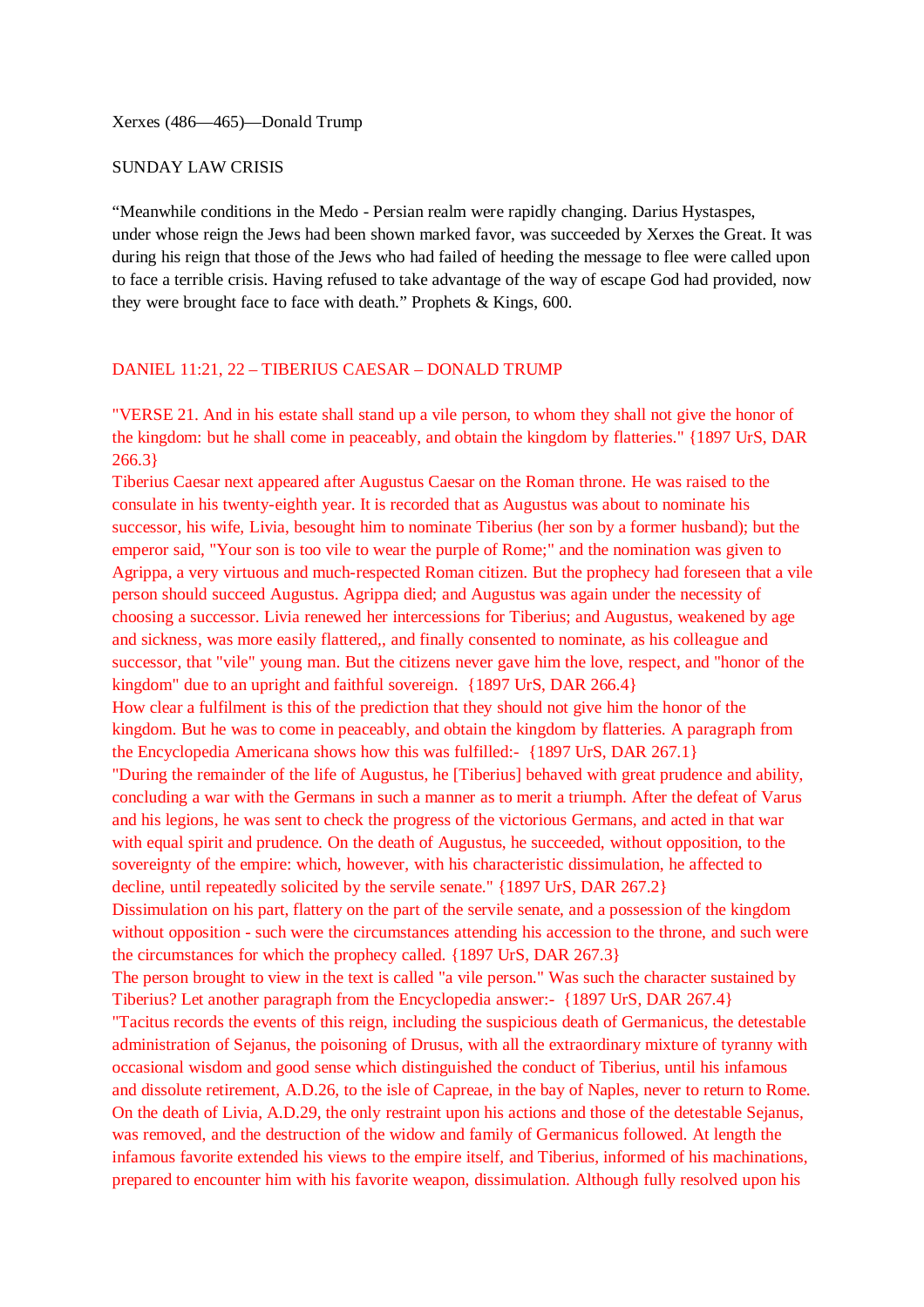Xerxes (486—465)—Donald Trump

SUNDAY LAW CRISIS

"Meanwhile conditions in the Medo - Persian realm were rapidly changing. Darius Hystaspes, under whose reign the Jews had been shown marked favor, was succeeded by Xerxes the Great. It was during his reign that those of the Jews who had failed of heeding the message to flee were called upon to face a terrible crisis. Having refused to take advantage of the way of escape God had provided, now they were brought face to face with death." Prophets & Kings, 600.

DANIEL 11:21, 22 – TIBERIUS CAESAR – DONALD TRUMP

"VERSE 21. And in his estate shall stand up a vile person, to whom they shall not give the honor of the kingdom: but he shall come in peaceably, and obtain the kingdom by flatteries." {1897 UrS, DAR 266.3}

Tiberius Caesar next appeared after Augustus Caesar on the Roman throne. He was raised to the consulate in his twenty-eighth year. It is recorded that as Augustus was about to nominate his successor, his wife, Livia, besought him to nominate Tiberius (her son by a former husband); but the emperor said, "Your son is too vile to wear the purple of Rome;" and the nomination was given to Agrippa, a very virtuous and much-respected Roman citizen. But the prophecy had foreseen that a vile person should succeed Augustus. Agrippa died; and Augustus was again under the necessity of choosing a successor. Livia renewed her intercessions for Tiberius; and Augustus, weakened by age and sickness, was more easily flattered,, and finally consented to nominate, as his colleague and successor, that "vile" young man. But the citizens never gave him the love, respect, and "honor of the kingdom" due to an upright and faithful sovereign. {1897 UrS, DAR 266.4}

How clear a fulfilment is this of the prediction that they should not give him the honor of the kingdom. But he was to come in peaceably, and obtain the kingdom by flatteries. A paragraph from the Encyclopedia Americana shows how this was fulfilled:- {1897 UrS, DAR 267.1}

"During the remainder of the life of Augustus, he [Tiberius] behaved with great prudence and ability, concluding a war with the Germans in such a manner as to merit a triumph. After the defeat of Varus and his legions, he was sent to check the progress of the victorious Germans, and acted in that war with equal spirit and prudence. On the death of Augustus, he succeeded, without opposition, to the sovereignty of the empire: which, however, with his characteristic dissimulation, he affected to decline, until repeatedly solicited by the servile senate." {1897 UrS, DAR 267.2}

Dissimulation on his part, flattery on the part of the servile senate, and a possession of the kingdom without opposition - such were the circumstances attending his accession to the throne, and such were the circumstances for which the prophecy called. {1897 UrS, DAR 267.3}

The person brought to view in the text is called "a vile person." Was such the character sustained by Tiberius? Let another paragraph from the Encyclopedia answer:- {1897 UrS, DAR 267.4}

"Tacitus records the events of this reign, including the suspicious death of Germanicus, the detestable administration of Sejanus, the poisoning of Drusus, with all the extraordinary mixture of tyranny with occasional wisdom and good sense which distinguished the conduct of Tiberius, until his infamous and dissolute retirement, A.D.26, to the isle of Capreae, in the bay of Naples, never to return to Rome. On the death of Livia, A.D.29, the only restraint upon his actions and those of the detestable Sejanus, was removed, and the destruction of the widow and family of Germanicus followed. At length the infamous favorite extended his views to the empire itself, and Tiberius, informed of his machinations, prepared to encounter him with his favorite weapon, dissimulation. Although fully resolved upon his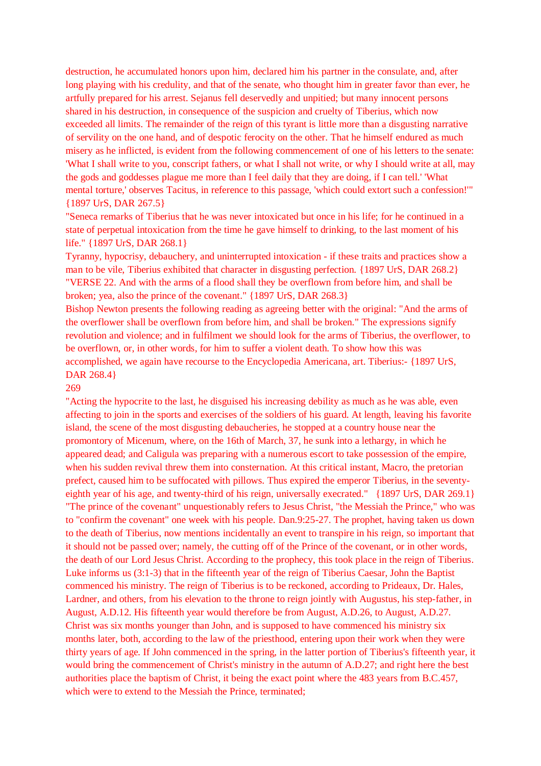destruction, he accumulated honors upon him, declared him his partner in the consulate, and, after long playing with his credulity, and that of the senate, who thought him in greater favor than ever, he artfully prepared for his arrest. Sejanus fell deservedly and unpitied; but many innocent persons shared in his destruction, in consequence of the suspicion and cruelty of Tiberius, which now exceeded all limits. The remainder of the reign of this tyrant is little more than a disgusting narrative of servility on the one hand, and of despotic ferocity on the other. That he himself endured as much misery as he inflicted, is evident from the following commencement of one of his letters to the senate: 'What I shall write to you, conscript fathers, or what I shall not write, or why I should write at all, may the gods and goddesses plague me more than I feel daily that they are doing, if I can tell.' 'What mental torture,' observes Tacitus, in reference to this passage, 'which could extort such a confession!'" {1897 UrS, DAR 267.5}

"Seneca remarks of Tiberius that he was never intoxicated but once in his life; for he continued in a state of perpetual intoxication from the time he gave himself to drinking, to the last moment of his life." {1897 UrS, DAR 268.1}

Tyranny, hypocrisy, debauchery, and uninterrupted intoxication - if these traits and practices show a man to be vile, Tiberius exhibited that character in disgusting perfection. {1897 UrS, DAR 268.2}

"VERSE 22. And with the arms of a flood shall they be overflown from before him, and shall be broken; yea, also the prince of the covenant." {1897 UrS, DAR 268.3}

Bishop Newton presents the following reading as agreeing better with the original: "And the arms of the overflower shall be overflown from before him, and shall be broken." The expressions signify revolution and violence; and in fulfilment we should look for the arms of Tiberius, the overflower, to be overflown, or, in other words, for him to suffer a violent death. To show how this was accomplished, we again have recourse to the Encyclopedia Americana, art. Tiberius:- {1897 UrS, DAR 268.4}

"Acting the hypocrite to the last, he disguised his increasing debility as much as he was able, even affecting to join in the sports and exercises of the soldiers of his guard. At length, leaving his favorite island, the scene of the most disgusting debaucheries, he stopped at a country house near the promontory of Micenum, where, on the 16th of March, 37, he sunk into a lethargy, in which he appeared dead; and Caligula was preparing with a numerous escort to take possession of the empire, when his sudden revival threw them into consternation. At this critical instant, Macro, the pretorian prefect, caused him to be suffocated with pillows. Thus expired the emperor Tiberius, in the seventy-eighth year of his age, and twenty-third of his reign, universally execrated." {1897 UrS, DAR 269.1}

"The prince of the covenant" unquestionably refers to Jesus Christ, "the Messiah the Prince," who was to "confirm the covenant" one week with his people. Dan.9:25-27. The prophet, having taken us down to the death of Tiberius, now mentions incidentally an event to transpire in his reign, so important that it should not be passed over; namely, the cutting off of the Prince of the covenant, or in other words, the death of our Lord Jesus Christ. According to the prophecy, this took place in the reign of Tiberius. Luke informs us (3:1-3) that in the fifteenth year of the reign of Tiberius Caesar, John the Baptist commenced his ministry. The reign of Tiberius is to be reckoned, according to Prideaux, Dr. Hales, Lardner, and others, from his elevation to the throne to reign jointly with Augustus, his step-father, in August, A.D.12. His fifteenth year would therefore be from August, A.D.26, to August, A.D.27. Christ was six months younger than John, and is supposed to have commenced his ministry six months later, both, according to the law of the priesthood, entering upon their work when they were thirty years of age. If John commenced in the spring, in the latter portion of Tiberius's fifteenth year, it would bring the commencement of Christ's ministry in the autumn of A.D.27; and right here the best authorities place the baptism of Christ, it being the exact point where the 483 years from B.C.457, which were to extend to the Messiah the Prince, terminated;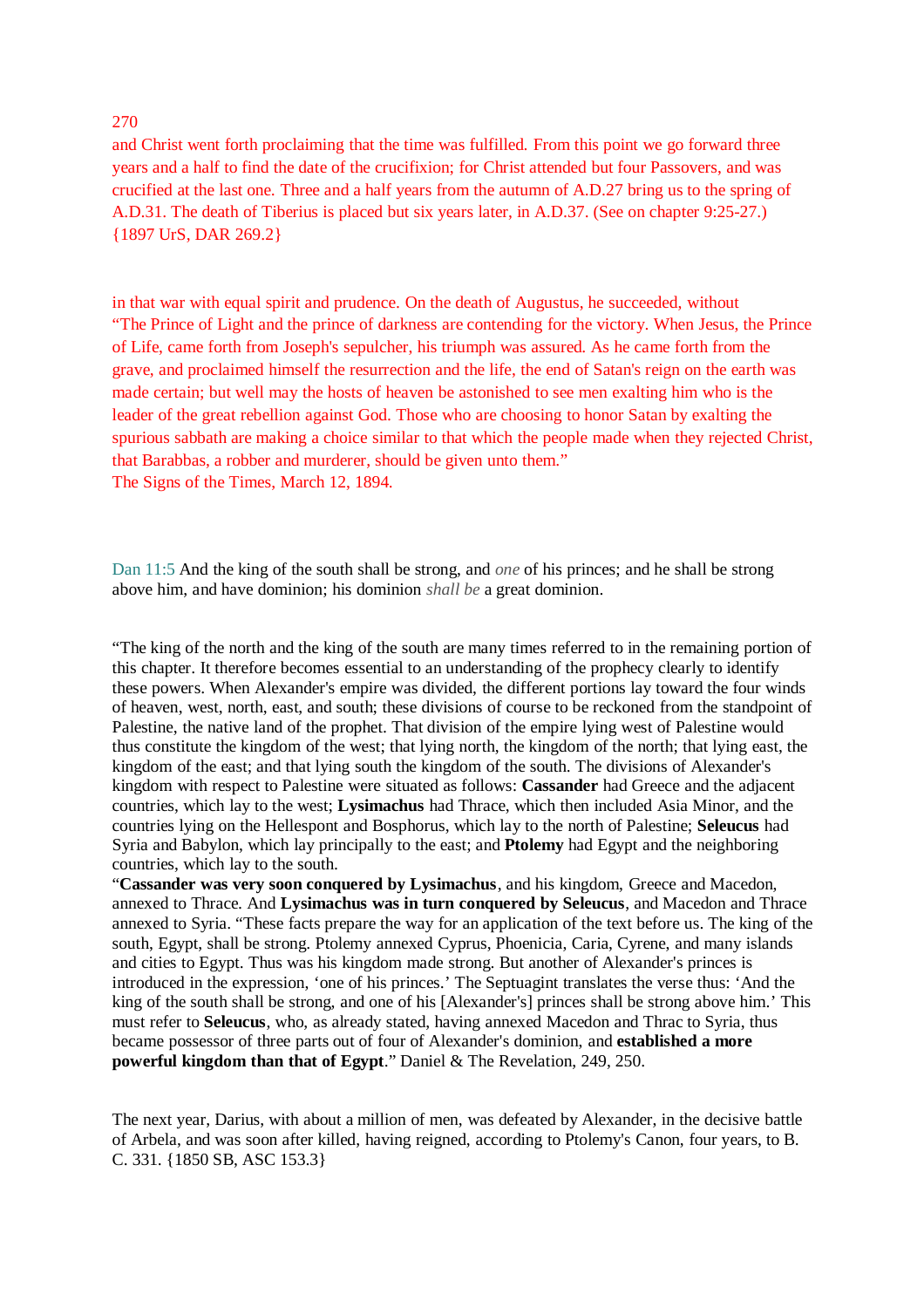270
and Christ went forth proclaiming that the time was fulfilled. From this point we go forward three years and a half to find the date of the crucifixion; for Christ attended but four Passovers, and was crucified at the last one. Three and a half years from the autumn of A.D.27 bring us to the spring of A.D.31. The death of Tiberius is placed but six years later, in A.D.37. (See on chapter 9:25-27.) {1897 UrS, DAR 269.2}

in that war with equal spirit and prudence. On the death of Augustus, he succeeded, without
"The Prince of Light and the prince of darkness are contending for the victory. When Jesus, the Prince of Life, came forth from Joseph's sepulcher, his triumph was assured. As he came forth from the grave, and proclaimed himself the resurrection and the life, the end of Satan's reign on the earth was made certain; but well may the hosts of heaven be astonished to see men exalting him who is the leader of the great rebellion against God. Those who are choosing to honor Satan by exalting the spurious sabbath are making a choice similar to that which the people made when they rejected Christ, that Barabbas, a robber and murderer, should be given unto them."
The Signs of the Times, March 12, 1894.

Dan 11:5 And the king of the south shall be strong, and *one* of his princes; and he shall be strong above him, and have dominion; his dominion *shall be* a great dominion.

"The king of the north and the king of the south are many times referred to in the remaining portion of this chapter. It therefore becomes essential to an understanding of the prophecy clearly to identify these powers. When Alexander's empire was divided, the different portions lay toward the four winds of heaven, west, north, east, and south; these divisions of course to be reckoned from the standpoint of Palestine, the native land of the prophet. That division of the empire lying west of Palestine would thus constitute the kingdom of the west; that lying north, the kingdom of the north; that lying east, the kingdom of the east; and that lying south the kingdom of the south. The divisions of Alexander's kingdom with respect to Palestine were situated as follows: **Cassander** had Greece and the adjacent countries, which lay to the west; **Lysimachus** had Thrace, which then included Asia Minor, and the countries lying on the Hellespont and Bosphorus, which lay to the north of Palestine; **Seleucus** had Syria and Babylon, which lay principally to the east; and **Ptolemy** had Egypt and the neighboring countries, which lay to the south.
"**Cassander was very soon conquered by Lysimachus**, and his kingdom, Greece and Macedon, annexed to Thrace. And **Lysimachus was in turn conquered by Seleucus**, and Macedon and Thrace annexed to Syria. "These facts prepare the way for an application of the text before us. The king of the south, Egypt, shall be strong. Ptolemy annexed Cyprus, Phoenicia, Caria, Cyrene, and many islands and cities to Egypt. Thus was his kingdom made strong. But another of Alexander's princes is introduced in the expression, 'one of his princes.' The Septuagint translates the verse thus: 'And the king of the south shall be strong, and one of his [Alexander's] princes shall be strong above him.' This must refer to **Seleucus**, who, as already stated, having annexed Macedon and Thrac to Syria, thus became possessor of three parts out of four of Alexander's dominion, and **established a more powerful kingdom than that of Egypt**." Daniel & The Revelation, 249, 250.

The next year, Darius, with about a million of men, was defeated by Alexander, in the decisive battle of Arbela, and was soon after killed, having reigned, according to Ptolemy's Canon, four years, to B. C. 331. {1850 SB, ASC 153.3}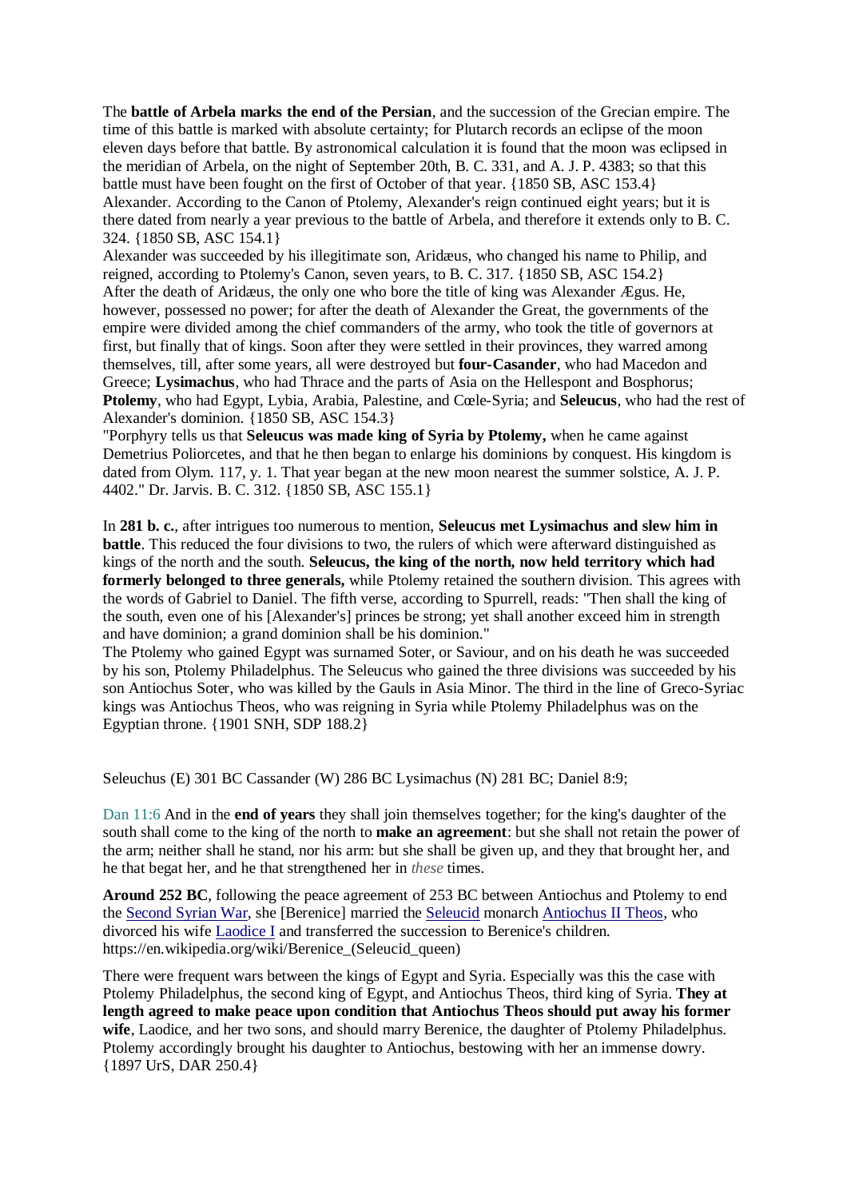The **battle of Arbela marks the end of the Persian**, and the succession of the Grecian empire. The time of this battle is marked with absolute certainty; for Plutarch records an eclipse of the moon eleven days before that battle. By astronomical calculation it is found that the moon was eclipsed in the meridian of Arbela, on the night of September 20th, B. C. 331, and A. J. P. 4383; so that this battle must have been fought on the first of October of that year. {1850 SB, ASC 153.4}
Alexander. According to the Canon of Ptolemy, Alexander's reign continued eight years; but it is there dated from nearly a year previous to the battle of Arbela, and therefore it extends only to B. C. 324. {1850 SB, ASC 154.1}
Alexander was succeeded by his illegitimate son, Aridæus, who changed his name to Philip, and reigned, according to Ptolemy's Canon, seven years, to B. C. 317. {1850 SB, ASC 154.2}
After the death of Aridæus, the only one who bore the title of king was Alexander Ægus. He, however, possessed no power; for after the death of Alexander the Great, the governments of the empire were divided among the chief commanders of the army, who took the title of governors at first, but finally that of kings. Soon after they were settled in their provinces, they warred among themselves, till, after some years, all were destroyed but **four-Casander**, who had Macedon and Greece; **Lysimachus**, who had Thrace and the parts of Asia on the Hellespont and Bosphorus; **Ptolemy**, who had Egypt, Lybia, Arabia, Palestine, and Cœle-Syria; and **Seleucus**, who had the rest of Alexander's dominion. {1850 SB, ASC 154.3}
"Porphyry tells us that **Seleucus was made king of Syria by Ptolemy,** when he came against Demetrius Poliorcetes, and that he then began to enlarge his dominions by conquest. His kingdom is dated from Olym. 117, y. 1. That year began at the new moon nearest the summer solstice, A. J. P. 4402." Dr. Jarvis. B. C. 312. {1850 SB, ASC 155.1}

In **281 b. c.**, after intrigues too numerous to mention, **Seleucus met Lysimachus and slew him in battle**. This reduced the four divisions to two, the rulers of which were afterward distinguished as kings of the north and the south. **Seleucus, the king of the north, now held territory which had formerly belonged to three generals,** while Ptolemy retained the southern division. This agrees with the words of Gabriel to Daniel. The fifth verse, according to Spurrell, reads: "Then shall the king of the south, even one of his [Alexander's] princes be strong; yet shall another exceed him in strength and have dominion; a grand dominion shall be his dominion."
The Ptolemy who gained Egypt was surnamed Soter, or Saviour, and on his death he was succeeded by his son, Ptolemy Philadelphus. The Seleucus who gained the three divisions was succeeded by his son Antiochus Soter, who was killed by the Gauls in Asia Minor. The third in the line of Greco-Syriac kings was Antiochus Theos, who was reigning in Syria while Ptolemy Philadelphus was on the Egyptian throne. {1901 SNH, SDP 188.2}

Seleuchus (E) 301 BC Cassander (W) 286 BC Lysimachus (N) 281 BC; Daniel 8:9;

Dan 11:6 And in the **end of years** they shall join themselves together; for the king's daughter of the south shall come to the king of the north to **make an agreement**: but she shall not retain the power of the arm; neither shall he stand, nor his arm: but she shall be given up, and they that brought her, and he that begat her, and he that strengthened her in *these* times.

**Around 252 BC**, following the peace agreement of 253 BC between Antiochus and Ptolemy to end the Second Syrian War, she [Berenice] married the Seleucid monarch Antiochus II Theos, who divorced his wife Laodice I and transferred the succession to Berenice's children.
https://en.wikipedia.org/wiki/Berenice_(Seleucid_queen)

There were frequent wars between the kings of Egypt and Syria. Especially was this the case with Ptolemy Philadelphus, the second king of Egypt, and Antiochus Theos, third king of Syria. **They at length agreed to make peace upon condition that Antiochus Theos should put away his former wife**, Laodice, and her two sons, and should marry Berenice, the daughter of Ptolemy Philadelphus. Ptolemy accordingly brought his daughter to Antiochus, bestowing with her an immense dowry. {1897 UrS, DAR 250.4}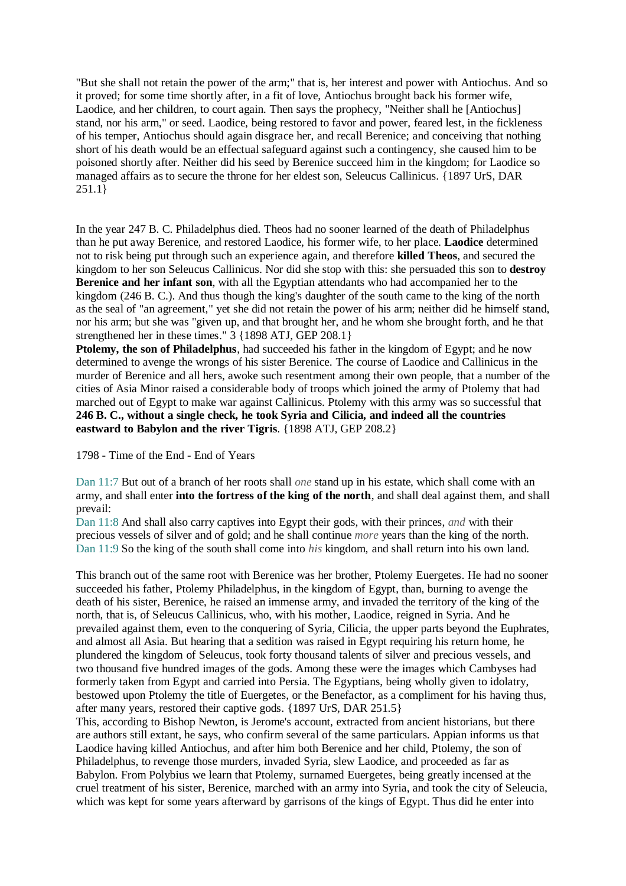"But she shall not retain the power of the arm;" that is, her interest and power with Antiochus. And so it proved; for some time shortly after, in a fit of love, Antiochus brought back his former wife, Laodice, and her children, to court again. Then says the prophecy, "Neither shall he [Antiochus] stand, nor his arm," or seed. Laodice, being restored to favor and power, feared lest, in the fickleness of his temper, Antiochus should again disgrace her, and recall Berenice; and conceiving that nothing short of his death would be an effectual safeguard against such a contingency, she caused him to be poisoned shortly after. Neither did his seed by Berenice succeed him in the kingdom; for Laodice so managed affairs as to secure the throne for her eldest son, Seleucus Callinicus. {1897 UrS, DAR 251.1}

In the year 247 B. C. Philadelphus died. Theos had no sooner learned of the death of Philadelphus than he put away Berenice, and restored Laodice, his former wife, to her place. **Laodice** determined not to risk being put through such an experience again, and therefore **killed Theos**, and secured the kingdom to her son Seleucus Callinicus. Nor did she stop with this: she persuaded this son to **destroy Berenice and her infant son**, with all the Egyptian attendants who had accompanied her to the kingdom (246 B. C.). And thus though the king's daughter of the south came to the king of the north as the seal of "an agreement," yet she did not retain the power of his arm; neither did he himself stand, nor his arm; but she was "given up, and that brought her, and he whom she brought forth, and he that strengthened her in these times." 3 {1898 ATJ, GEP 208.1}

**Ptolemy, the son of Philadelphus**, had succeeded his father in the kingdom of Egypt; and he now determined to avenge the wrongs of his sister Berenice. The course of Laodice and Callinicus in the murder of Berenice and all hers, awoke such resentment among their own people, that a number of the cities of Asia Minor raised a considerable body of troops which joined the army of Ptolemy that had marched out of Egypt to make war against Callinicus. Ptolemy with this army was so successful that **246 B. C., without a single check, he took Syria and Cilicia, and indeed all the countries eastward to Babylon and the river Tigris**. {1898 ATJ, GEP 208.2}

1798 - Time of the End - End of Years

Dan 11:7 But out of a branch of her roots shall *one* stand up in his estate, which shall come with an army, and shall enter **into the fortress of the king of the north**, and shall deal against them, and shall prevail:

Dan 11:8 And shall also carry captives into Egypt their gods, with their princes, *and* with their precious vessels of silver and of gold; and he shall continue *more* years than the king of the north.

Dan 11:9 So the king of the south shall come into *his* kingdom, and shall return into his own land.

This branch out of the same root with Berenice was her brother, Ptolemy Euergetes. He had no sooner succeeded his father, Ptolemy Philadelphus, in the kingdom of Egypt, than, burning to avenge the death of his sister, Berenice, he raised an immense army, and invaded the territory of the king of the north, that is, of Seleucus Callinicus, who, with his mother, Laodice, reigned in Syria. And he prevailed against them, even to the conquering of Syria, Cilicia, the upper parts beyond the Euphrates, and almost all Asia. But hearing that a sedition was raised in Egypt requiring his return home, he plundered the kingdom of Seleucus, took forty thousand talents of silver and precious vessels, and two thousand five hundred images of the gods. Among these were the images which Cambyses had formerly taken from Egypt and carried into Persia. The Egyptians, being wholly given to idolatry, bestowed upon Ptolemy the title of Euergetes, or the Benefactor, as a compliment for his having thus, after many years, restored their captive gods. {1897 UrS, DAR 251.5}

This, according to Bishop Newton, is Jerome's account, extracted from ancient historians, but there are authors still extant, he says, who confirm several of the same particulars. Appian informs us that Laodice having killed Antiochus, and after him both Berenice and her child, Ptolemy, the son of Philadelphus, to revenge those murders, invaded Syria, slew Laodice, and proceeded as far as Babylon. From Polybius we learn that Ptolemy, surnamed Euergetes, being greatly incensed at the cruel treatment of his sister, Berenice, marched with an army into Syria, and took the city of Seleucia, which was kept for some years afterward by garrisons of the kings of Egypt. Thus did he enter into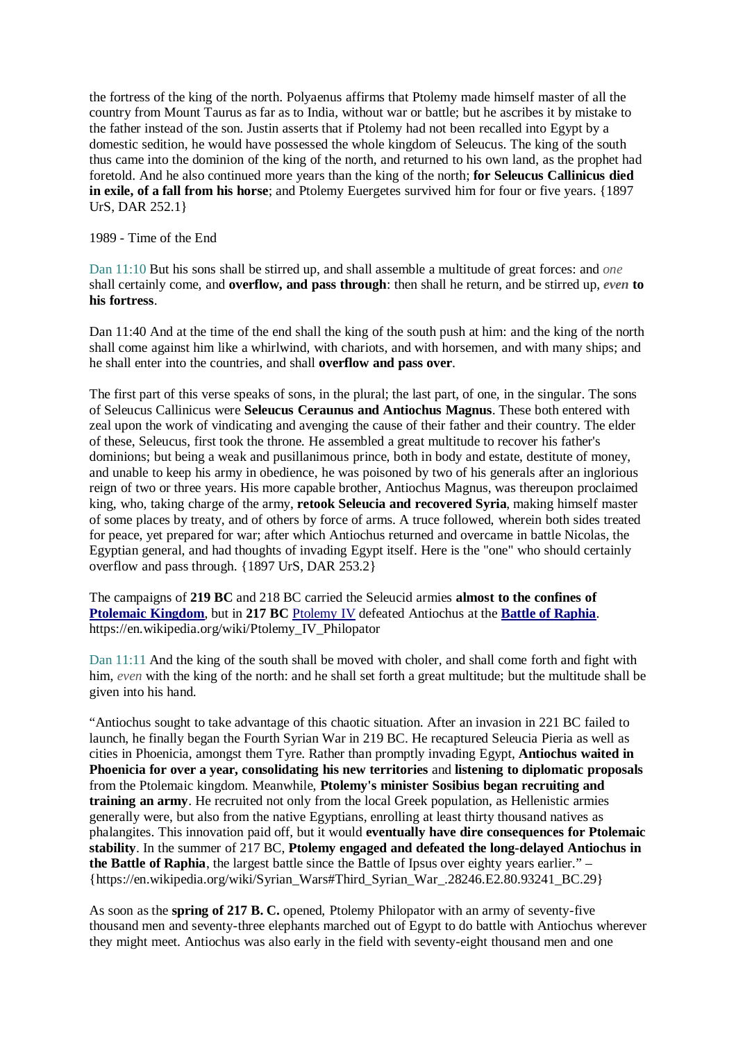the fortress of the king of the north. Polyaenus affirms that Ptolemy made himself master of all the country from Mount Taurus as far as to India, without war or battle; but he ascribes it by mistake to the father instead of the son. Justin asserts that if Ptolemy had not been recalled into Egypt by a domestic sedition, he would have possessed the whole kingdom of Seleucus. The king of the south thus came into the dominion of the king of the north, and returned to his own land, as the prophet had foretold. And he also continued more years than the king of the north; **for Seleucus Callinicus died in exile, of a fall from his horse**; and Ptolemy Euergetes survived him for four or five years. {1897 UrS, DAR 252.1}

1989 - Time of the End

Dan 11:10 But his sons shall be stirred up, and shall assemble a multitude of great forces: and *one* shall certainly come, and **overflow, and pass through**: then shall he return, and be stirred up, ***even*** **to his fortress**.

Dan 11:40 And at the time of the end shall the king of the south push at him: and the king of the north shall come against him like a whirlwind, with chariots, and with horsemen, and with many ships; and he shall enter into the countries, and shall **overflow and pass over**.

The first part of this verse speaks of sons, in the plural; the last part, of one, in the singular. The sons of Seleucus Callinicus were **Seleucus Ceraunus and Antiochus Magnus**. These both entered with zeal upon the work of vindicating and avenging the cause of their father and their country. The elder of these, Seleucus, first took the throne. He assembled a great multitude to recover his father's dominions; but being a weak and pusillanimous prince, both in body and estate, destitute of money, and unable to keep his army in obedience, he was poisoned by two of his generals after an inglorious reign of two or three years. His more capable brother, Antiochus Magnus, was thereupon proclaimed king, who, taking charge of the army, **retook Seleucia and recovered Syria**, making himself master of some places by treaty, and of others by force of arms. A truce followed, wherein both sides treated for peace, yet prepared for war; after which Antiochus returned and overcame in battle Nicolas, the Egyptian general, and had thoughts of invading Egypt itself. Here is the "one" who should certainly overflow and pass through. {1897 UrS, DAR 253.2}

The campaigns of **219 BC** and 218 BC carried the Seleucid armies **almost to the confines of Ptolemaic Kingdom**, but in **217 BC** Ptolemy IV defeated Antiochus at the **Battle of Raphia**. https://en.wikipedia.org/wiki/Ptolemy_IV_Philopator

Dan 11:11 And the king of the south shall be moved with choler, and shall come forth and fight with him, *even* with the king of the north: and he shall set forth a great multitude; but the multitude shall be given into his hand.

"Antiochus sought to take advantage of this chaotic situation. After an invasion in 221 BC failed to launch, he finally began the Fourth Syrian War in 219 BC. He recaptured Seleucia Pieria as well as cities in Phoenicia, amongst them Tyre. Rather than promptly invading Egypt, **Antiochus waited in Phoenicia for over a year, consolidating his new territories** and **listening to diplomatic proposals** from the Ptolemaic kingdom. Meanwhile, **Ptolemy's minister Sosibius began recruiting and training an army**. He recruited not only from the local Greek population, as Hellenistic armies generally were, but also from the native Egyptians, enrolling at least thirty thousand natives as phalangites. This innovation paid off, but it would **eventually have dire consequences for Ptolemaic stability**. In the summer of 217 BC, **Ptolemy engaged and defeated the long-delayed Antiochus in the Battle of Raphia**, the largest battle since the Battle of Ipsus over eighty years earlier." – {https://en.wikipedia.org/wiki/Syrian_Wars#Third_Syrian_War_.28246.E2.80.93241_BC.29}

As soon as the **spring of 217 B. C.** opened, Ptolemy Philopator with an army of seventy-five thousand men and seventy-three elephants marched out of Egypt to do battle with Antiochus wherever they might meet. Antiochus was also early in the field with seventy-eight thousand men and one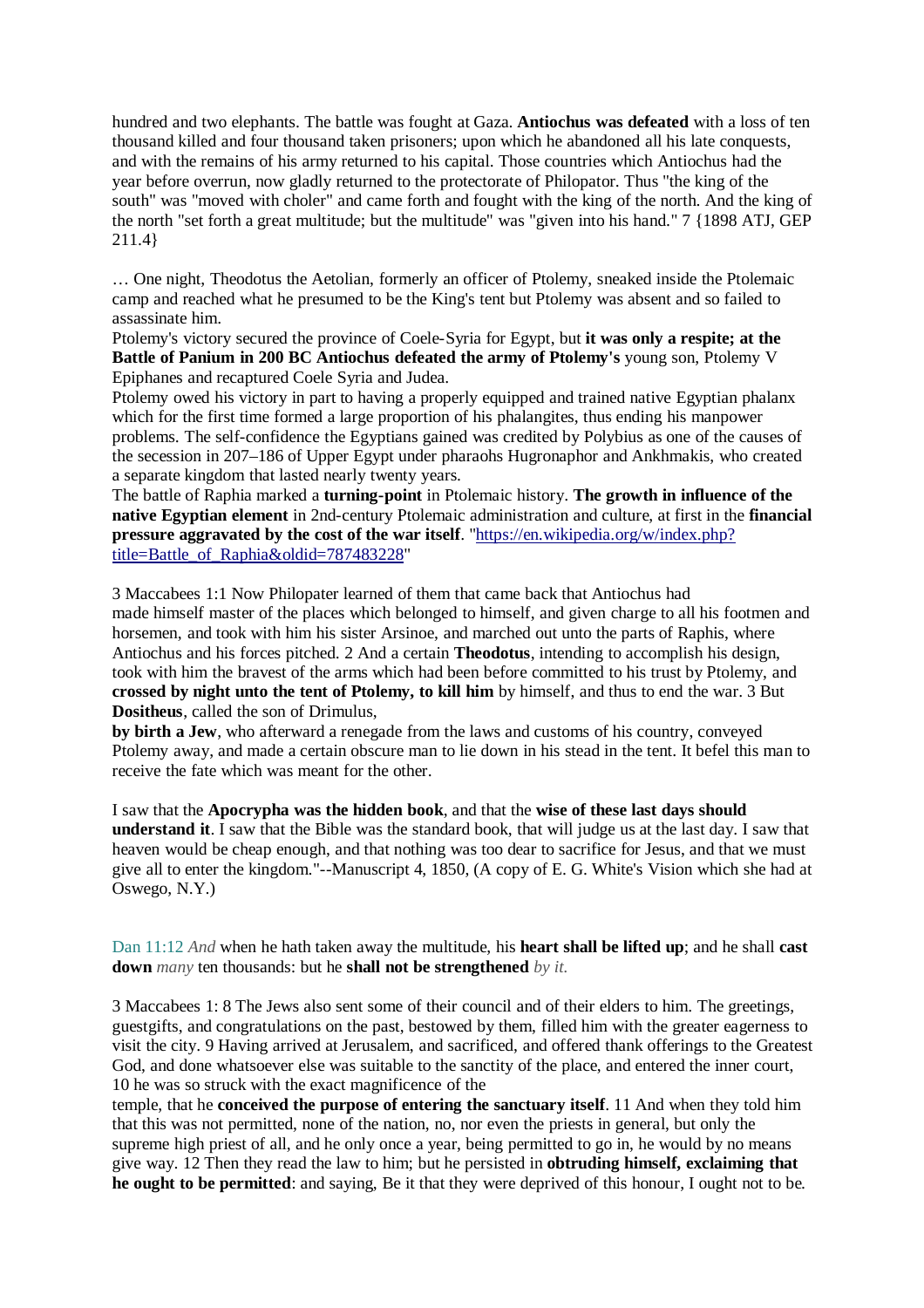hundred and two elephants. The battle was fought at Gaza. **Antiochus was defeated** with a loss of ten thousand killed and four thousand taken prisoners; upon which he abandoned all his late conquests, and with the remains of his army returned to his capital. Those countries which Antiochus had the year before overrun, now gladly returned to the protectorate of Philopator. Thus "the king of the south" was "moved with choler" and came forth and fought with the king of the north. And the king of the north "set forth a great multitude; but the multitude" was "given into his hand." 7 {1898 ATJ, GEP 211.4}

… One night, Theodotus the Aetolian, formerly an officer of Ptolemy, sneaked inside the Ptolemaic camp and reached what he presumed to be the King's tent but Ptolemy was absent and so failed to assassinate him.

Ptolemy's victory secured the province of Coele-Syria for Egypt, but **it was only a respite; at the Battle of Panium in 200 BC Antiochus defeated the army of Ptolemy's** young son, Ptolemy V Epiphanes and recaptured Coele Syria and Judea.

Ptolemy owed his victory in part to having a properly equipped and trained native Egyptian phalanx which for the first time formed a large proportion of his phalangites, thus ending his manpower problems. The self-confidence the Egyptians gained was credited by Polybius as one of the causes of the secession in 207–186 of Upper Egypt under pharaohs Hugronaphor and Ankhmakis, who created a separate kingdom that lasted nearly twenty years.

The battle of Raphia marked a **turning-point** in Ptolemaic history. **The growth in influence of the native Egyptian element** in 2nd-century Ptolemaic administration and culture, at first in the **financial pressure aggravated by the cost of the war itself**. "[https://en.wikipedia.org/w/index.php?title=Battle_of_Raphia&oldid=787483228](https://en.wikipedia.org/w/index.php?title=Battle_of_Raphia&oldid=787483228)"

3 Maccabees 1:1 Now Philopater learned of them that came back that Antiochus had made himself master of the places which belonged to himself, and given charge to all his footmen and horsemen, and took with him his sister Arsinoe, and marched out unto the parts of Raphis, where Antiochus and his forces pitched. 2 And a certain **Theodotus**, intending to accomplish his design, took with him the bravest of the arms which had been before committed to his trust by Ptolemy, and **crossed by night unto the tent of Ptolemy, to kill him** by himself, and thus to end the war. 3 But **Dositheus**, called the son of Drimulus, **by birth a Jew**, who afterward a renegade from the laws and customs of his country, conveyed Ptolemy away, and made a certain obscure man to lie down in his stead in the tent. It befel this man to receive the fate which was meant for the other.

I saw that the **Apocrypha was the hidden book**, and that the **wise of these last days should understand it**. I saw that the Bible was the standard book, that will judge us at the last day. I saw that heaven would be cheap enough, and that nothing was too dear to sacrifice for Jesus, and that we must give all to enter the kingdom."--Manuscript 4, 1850, (A copy of E. G. White's Vision which she had at Oswego, N.Y.)

Dan 11:12 *And* when he hath taken away the multitude, his **heart shall be lifted up**; and he shall **cast down** *many* ten thousands: but he **shall not be strengthened** *by it.*

3 Maccabees 1: 8 The Jews also sent some of their council and of their elders to him. The greetings, guestgifts, and congratulations on the past, bestowed by them, filled him with the greater eagerness to visit the city. 9 Having arrived at Jerusalem, and sacrificed, and offered thank offerings to the Greatest God, and done whatsoever else was suitable to the sanctity of the place, and entered the inner court, 10 he was so struck with the exact magnificence of the temple, that he **conceived the purpose of entering the sanctuary itself**. 11 And when they told him that this was not permitted, none of the nation, no, nor even the priests in general, but only the supreme high priest of all, and he only once a year, being permitted to go in, he would by no means give way. 12 Then they read the law to him; but he persisted in **obtruding himself, exclaiming that he ought to be permitted**: and saying, Be it that they were deprived of this honour, I ought not to be.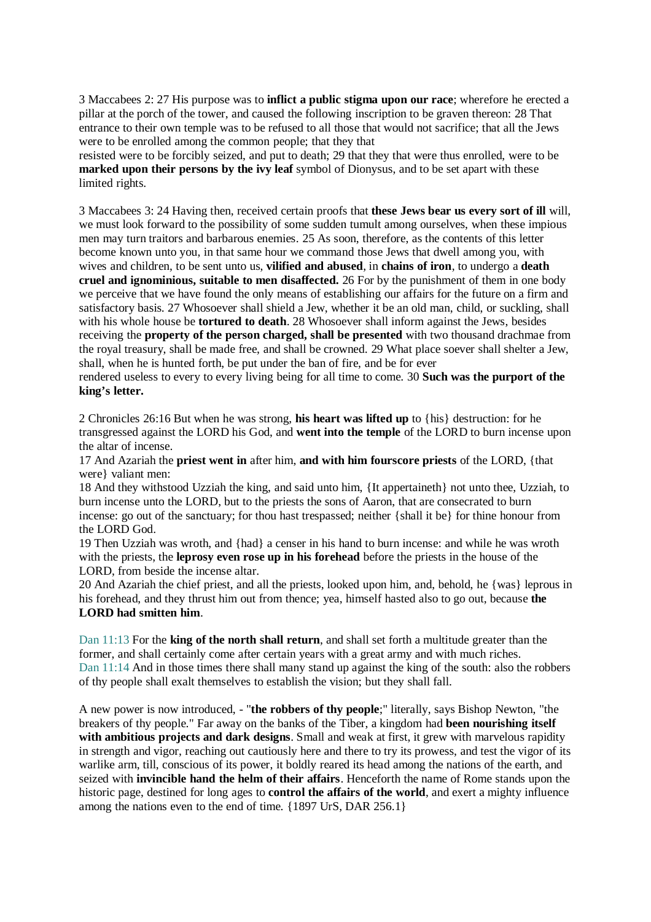3 Maccabees 2: 27 His purpose was to **inflict a public stigma upon our race**; wherefore he erected a pillar at the porch of the tower, and caused the following inscription to be graven thereon: 28 That entrance to their own temple was to be refused to all those that would not sacrifice; that all the Jews were to be enrolled among the common people; that they that resisted were to be forcibly seized, and put to death; 29 that they that were thus enrolled, were to be **marked upon their persons by the ivy leaf** symbol of Dionysus, and to be set apart with these limited rights.

3 Maccabees 3: 24 Having then, received certain proofs that **these Jews bear us every sort of ill** will, we must look forward to the possibility of some sudden tumult among ourselves, when these impious men may turn traitors and barbarous enemies. 25 As soon, therefore, as the contents of this letter become known unto you, in that same hour we command those Jews that dwell among you, with wives and children, to be sent unto us, **vilified and abused**, in **chains of iron**, to undergo a **death cruel and ignominious, suitable to men disaffected.** 26 For by the punishment of them in one body we perceive that we have found the only means of establishing our affairs for the future on a firm and satisfactory basis. 27 Whosoever shall shield a Jew, whether it be an old man, child, or suckling, shall with his whole house be **tortured to death**. 28 Whosoever shall inform against the Jews, besides receiving the **property of the person charged, shall be presented** with two thousand drachmae from the royal treasury, shall be made free, and shall be crowned. 29 What place soever shall shelter a Jew, shall, when he is hunted forth, be put under the ban of fire, and be for ever rendered useless to every to every living being for all time to come. 30 **Such was the purport of the king's letter.**

2 Chronicles 26:16 But when he was strong, **his heart was lifted up** to {his} destruction: for he transgressed against the LORD his God, and **went into the temple** of the LORD to burn incense upon the altar of incense.
17 And Azariah the **priest went in** after him, **and with him fourscore priests** of the LORD, {that were} valiant men:
18 And they withstood Uzziah the king, and said unto him, {It appertaineth} not unto thee, Uzziah, to burn incense unto the LORD, but to the priests the sons of Aaron, that are consecrated to burn incense: go out of the sanctuary; for thou hast trespassed; neither {shall it be} for thine honour from the LORD God.
19 Then Uzziah was wroth, and {had} a censer in his hand to burn incense: and while he was wroth with the priests, the **leprosy even rose up in his forehead** before the priests in the house of the LORD, from beside the incense altar.
20 And Azariah the chief priest, and all the priests, looked upon him, and, behold, he {was} leprous in his forehead, and they thrust him out from thence; yea, himself hasted also to go out, because **the LORD had smitten him**.

Dan 11:13 For the **king of the north shall return**, and shall set forth a multitude greater than the former, and shall certainly come after certain years with a great army and with much riches.
Dan 11:14 And in those times there shall many stand up against the king of the south: also the robbers of thy people shall exalt themselves to establish the vision; but they shall fall.

A new power is now introduced, - "**the robbers of thy people**;" literally, says Bishop Newton, "the breakers of thy people." Far away on the banks of the Tiber, a kingdom had **been nourishing itself with ambitious projects and dark designs**. Small and weak at first, it grew with marvelous rapidity in strength and vigor, reaching out cautiously here and there to try its prowess, and test the vigor of its warlike arm, till, conscious of its power, it boldly reared its head among the nations of the earth, and seized with **invincible hand the helm of their affairs**. Henceforth the name of Rome stands upon the historic page, destined for long ages to **control the affairs of the world**, and exert a mighty influence among the nations even to the end of time. {1897 UrS, DAR 256.1}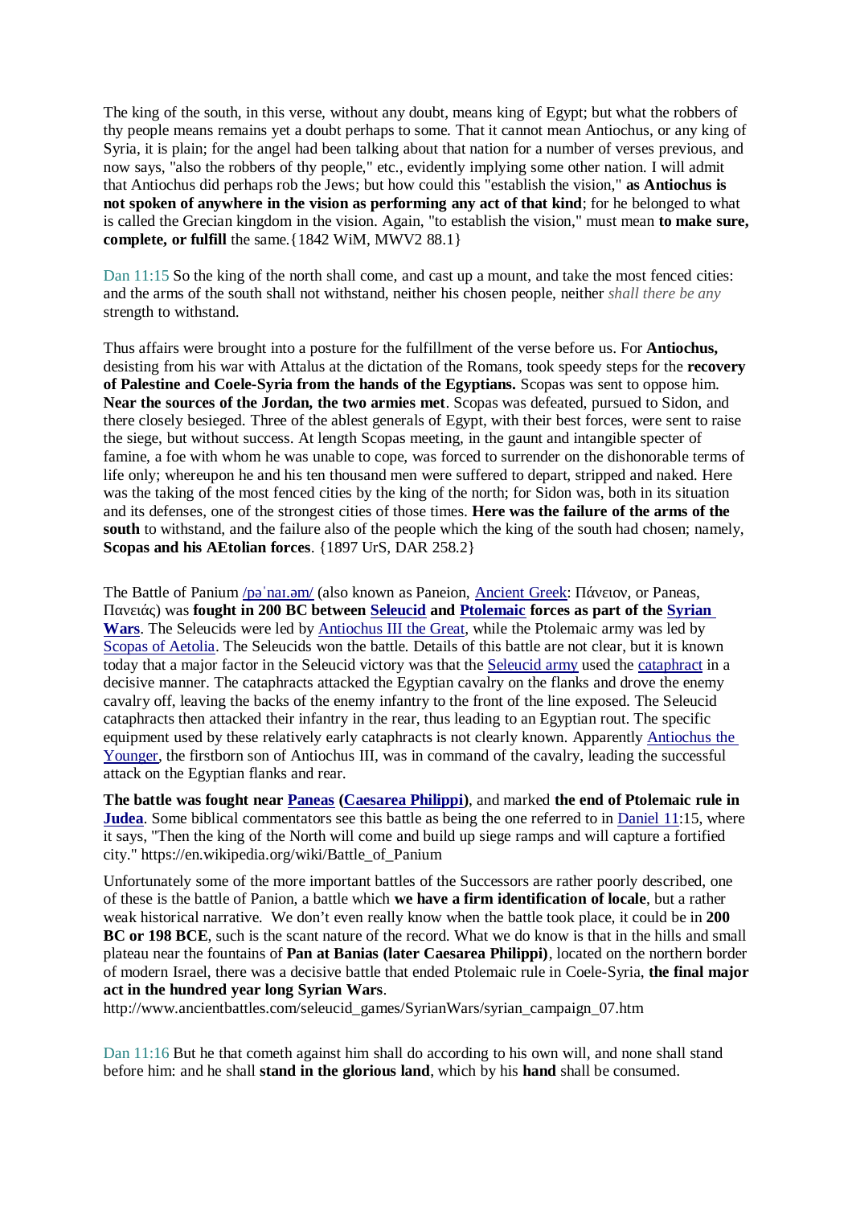The king of the south, in this verse, without any doubt, means king of Egypt; but what the robbers of thy people means remains yet a doubt perhaps to some. That it cannot mean Antiochus, or any king of Syria, it is plain; for the angel had been talking about that nation for a number of verses previous, and now says, "also the robbers of thy people," etc., evidently implying some other nation. I will admit that Antiochus did perhaps rob the Jews; but how could this "establish the vision," **as Antiochus is not spoken of anywhere in the vision as performing any act of that kind**; for he belonged to what is called the Grecian kingdom in the vision. Again, "to establish the vision," must mean **to make sure, complete, or fulfill** the same.{1842 WiM, MWV2 88.1}

Dan 11:15 So the king of the north shall come, and cast up a mount, and take the most fenced cities: and the arms of the south shall not withstand, neither his chosen people, neither *shall there be any* strength to withstand.

Thus affairs were brought into a posture for the fulfillment of the verse before us. For **Antiochus,** desisting from his war with Attalus at the dictation of the Romans, took speedy steps for the **recovery of Palestine and Coele-Syria from the hands of the Egyptians.** Scopas was sent to oppose him. **Near the sources of the Jordan, the two armies met**. Scopas was defeated, pursued to Sidon, and there closely besieged. Three of the ablest generals of Egypt, with their best forces, were sent to raise the siege, but without success. At length Scopas meeting, in the gaunt and intangible specter of famine, a foe with whom he was unable to cope, was forced to surrender on the dishonorable terms of life only; whereupon he and his ten thousand men were suffered to depart, stripped and naked. Here was the taking of the most fenced cities by the king of the north; for Sidon was, both in its situation and its defenses, one of the strongest cities of those times. **Here was the failure of the arms of the south** to withstand, and the failure also of the people which the king of the south had chosen; namely, **Scopas and his AEtolian forces**. {1897 UrS, DAR 258.2}

The Battle of Panium /pəˈnaɪ.əm/ (also known as Paneion, Ancient Greek: Πάνειον, or Paneas, Πανειάς) was **fought in 200 BC between Seleucid and Ptolemaic forces as part of the Syrian Wars**. The Seleucids were led by Antiochus III the Great, while the Ptolemaic army was led by Scopas of Aetolia. The Seleucids won the battle. Details of this battle are not clear, but it is known today that a major factor in the Seleucid victory was that the Seleucid army used the cataphract in a decisive manner. The cataphracts attacked the Egyptian cavalry on the flanks and drove the enemy cavalry off, leaving the backs of the enemy infantry to the front of the line exposed. The Seleucid cataphracts then attacked their infantry in the rear, thus leading to an Egyptian rout. The specific equipment used by these relatively early cataphracts is not clearly known. Apparently Antiochus the Younger, the firstborn son of Antiochus III, was in command of the cavalry, leading the successful attack on the Egyptian flanks and rear.

**The battle was fought near Paneas (Caesarea Philippi)**, and marked **the end of Ptolemaic rule in Judea**. Some biblical commentators see this battle as being the one referred to in Daniel 11:15, where it says, "Then the king of the North will come and build up siege ramps and will capture a fortified city." https://en.wikipedia.org/wiki/Battle_of_Panium

Unfortunately some of the more important battles of the Successors are rather poorly described, one of these is the battle of Panion, a battle which **we have a firm identification of locale**, but a rather weak historical narrative. We don't even really know when the battle took place, it could be in **200 BC or 198 BCE**, such is the scant nature of the record. What we do know is that in the hills and small plateau near the fountains of **Pan at Banias (later Caesarea Philippi)**, located on the northern border of modern Israel, there was a decisive battle that ended Ptolemaic rule in Coele-Syria, **the final major act in the hundred year long Syrian Wars**.
http://www.ancientbattles.com/seleucid_games/SyrianWars/syrian_campaign_07.htm

Dan 11:16 But he that cometh against him shall do according to his own will, and none shall stand before him: and he shall **stand in the glorious land**, which by his **hand** shall be consumed.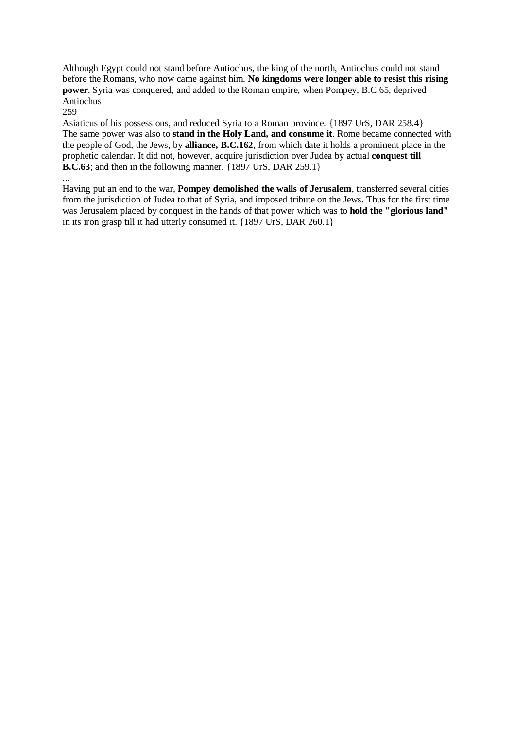Although Egypt could not stand before Antiochus, the king of the north, Antiochus could not stand before the Romans, who now came against him. **No kingdoms were longer able to resist this rising power**. Syria was conquered, and added to the Roman empire, when Pompey, B.C.65, deprived Antiochus Asiaticus of his possessions, and reduced Syria to a Roman province. {1897 UrS, DAR 258.4}

The same power was also to **stand in the Holy Land, and consume it**. Rome became connected with the people of God, the Jews, by **alliance, B.C.162**, from which date it holds a prominent place in the prophetic calendar. It did not, however, acquire jurisdiction over Judea by actual **conquest till B.C.63**; and then in the following manner. {1897 UrS, DAR 259.1}

...

Having put an end to the war, **Pompey demolished the walls of Jerusalem**, transferred several cities from the jurisdiction of Judea to that of Syria, and imposed tribute on the Jews. Thus for the first time was Jerusalem placed by conquest in the hands of that power which was to **hold the "glorious land"** in its iron grasp till it had utterly consumed it. {1897 UrS, DAR 260.1}